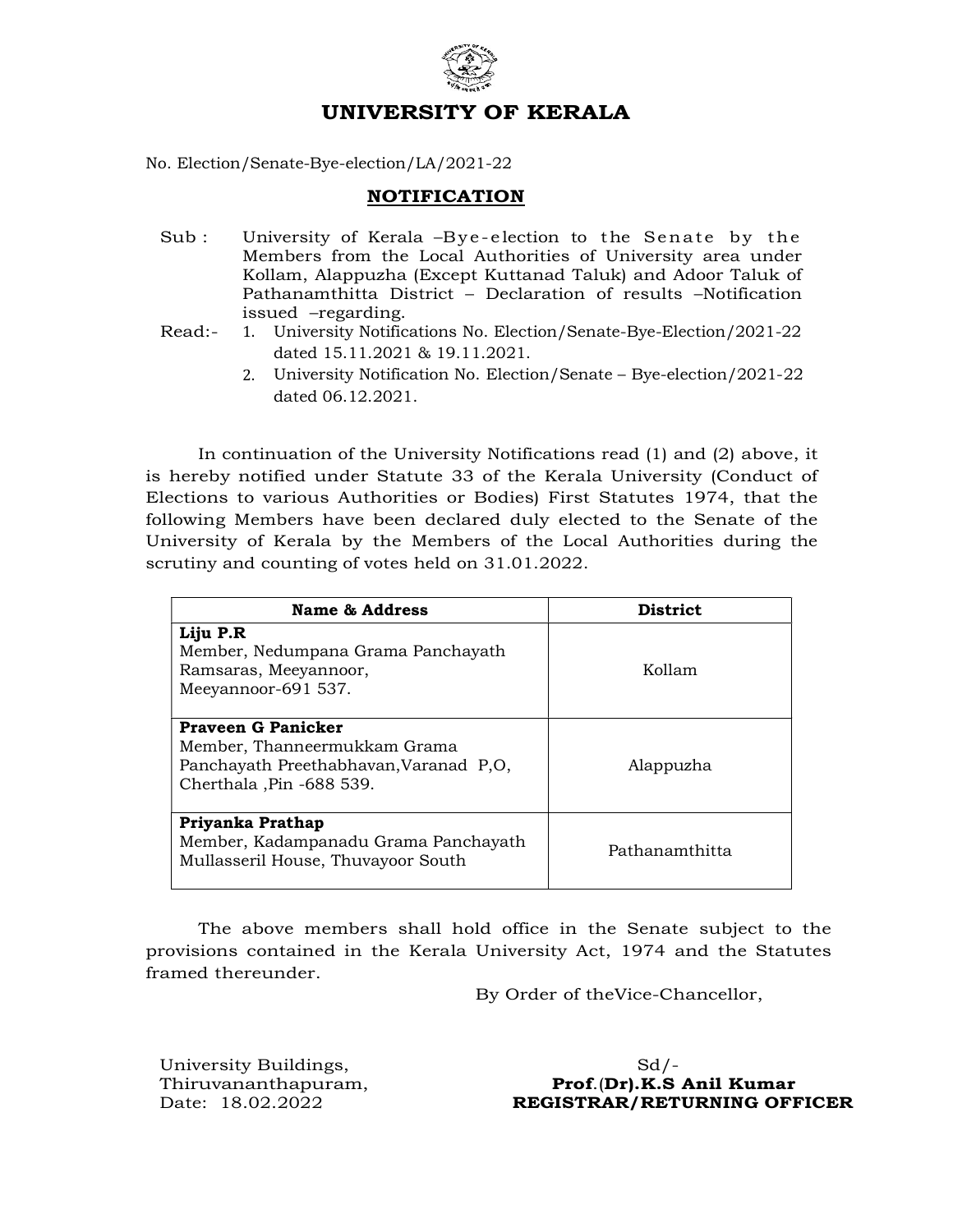# UNIVERSITY OF KERALA

No. Election/Senate-Bye-election/LA/2021-22

## NOTIFICATION

Sub : University of Kerala –Bye-election to the Senate by the Members from the Local Authorities of University area under Kollam, Alappuzha (Except Kuttanad Taluk) and Adoor Taluk of Pathanamthitta District – Declaration of results –Notification issued –regarding.

Read:-
1. University Notifications No. Election/Senate-Bye-Election/2021-22 dated 15.11.2021 & 19.11.2021.
2. University Notification No. Election/Senate – Bye-election/2021-22 dated 06.12.2021.

In continuation of the University Notifications read (1) and (2) above, it is hereby notified under Statute 33 of the Kerala University (Conduct of Elections to various Authorities or Bodies) First Statutes 1974, that the following Members have been declared duly elected to the Senate of the University of Kerala by the Members of the Local Authorities during the scrutiny and counting of votes held on 31.01.2022.

| Name & Address | District |
|---|---|
| **Liju P.R**<br>Member, Nedumpana Grama Panchayath<br>Ramsaras, Meeyannoor,<br>Meeyannoor-691 537. | Kollam |
| **Praveen G Panicker**<br>Member, Thanneermukkam Grama Panchayath Preethabhavan,Varanad P,O,<br>Cherthala ,Pin -688 539. | Alappuzha |
| **Priyanka Prathap**<br>Member, Kadampanadu Grama Panchayath<br>Mullasseril House, Thuvayoor South | Pathanamthitta |

The above members shall hold office in the Senate subject to the provisions contained in the Kerala University Act, 1974 and the Statutes framed thereunder.

By Order of theVice-Chancellor,

University Buildings,
Thiruvananthapuram,
Date: 18.02.2022

Sd/-
**Prof.(Dr).K.S Anil Kumar**
**REGISTRAR/RETURNING OFFICER**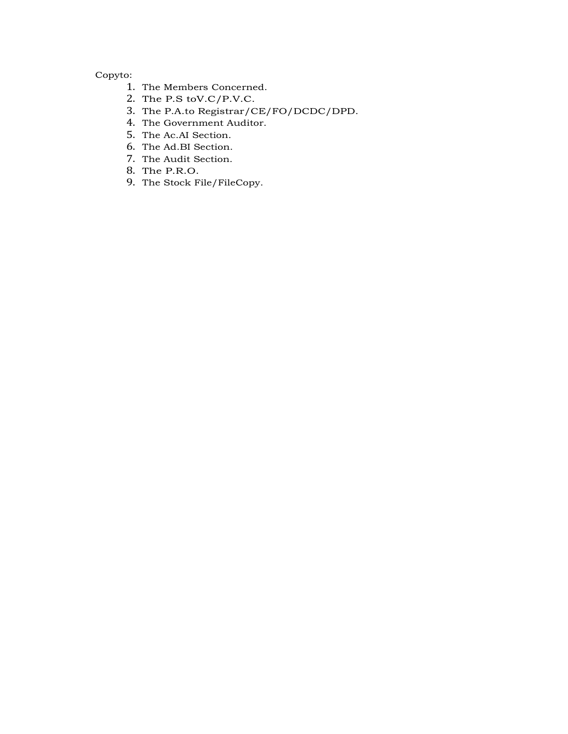Copyto:

1. The Members Concerned.
2. The P.S toV.C/P.V.C.
3. The P.A.to Registrar/CE/FO/DCDC/DPD.
4. The Government Auditor.
5. The Ac.AI Section.
6. The Ad.BI Section.
7. The Audit Section.
8. The P.R.O.
9. The Stock File/FileCopy.